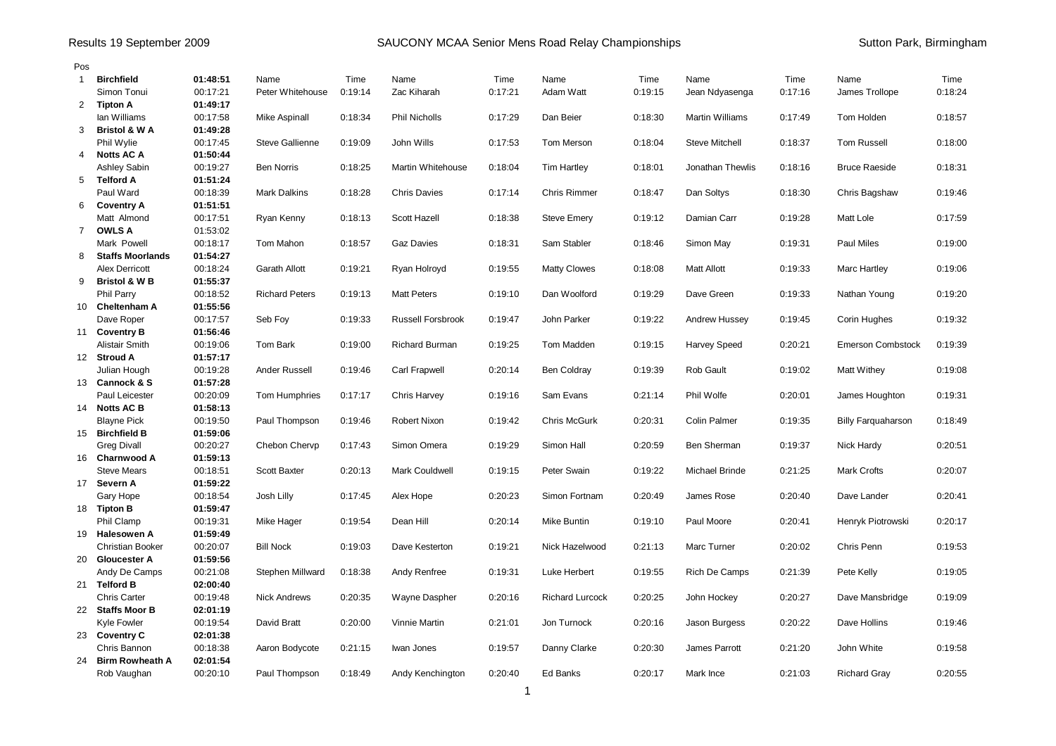Results 19 September 2009 | SAUCONY MCAA Senior Mens Road Relay Championships | Sutton Park, Birmingham

| Pos | | | Name | Time | Name | Time | Name | Time | Name | Time | Name | Time |
|---|---|---|---|---|---|---|---|---|---|---|---|---|
| 1 | **Birchfield** | **01:48:51** | | | | | | | | | | |
| | Simon Tonui | 00:17:21 | Peter Whitehouse | 0:19:14 | Zac Kiharah | 0:17:21 | Adam Watt | 0:19:15 | Jean Ndyasenga | 0:17:16 | James Trollope | 0:18:24 |
| 2 | **Tipton A** | **01:49:17** | | | | | | | | | | |
| | Ian Williams | 00:17:58 | Mike Aspinall | 0:18:34 | Phil Nicholls | 0:17:29 | Dan Beier | 0:18:30 | Martin Williams | 0:17:49 | Tom Holden | 0:18:57 |
| 3 | **Bristol & W A** | **01:49:28** | | | | | | | | | | |
| | Phil Wylie | 00:17:45 | Steve Gallienne | 0:19:09 | John Wills | 0:17:53 | Tom Merson | 0:18:04 | Steve Mitchell | 0:18:37 | Tom Russell | 0:18:00 |
| 4 | **Notts AC A** | **01:50:44** | | | | | | | | | | |
| | Ashley Sabin | 00:19:27 | Ben Norris | 0:18:25 | Martin Whitehouse | 0:18:04 | Tim Hartley | 0:18:01 | Jonathan Thewlis | 0:18:16 | Bruce Raeside | 0:18:31 |
| 5 | **Telford A** | **01:51:24** | | | | | | | | | | |
| | Paul Ward | 00:18:39 | Mark Dalkins | 0:18:28 | Chris Davies | 0:17:14 | Chris Rimmer | 0:18:47 | Dan Soltys | 0:18:30 | Chris Bagshaw | 0:19:46 |
| 6 | **Coventry A** | **01:51:51** | | | | | | | | | | |
| | Matt Almond | 00:17:51 | Ryan Kenny | 0:18:13 | Scott Hazell | 0:18:38 | Steve Emery | 0:19:12 | Damian Carr | 0:19:28 | Matt Lole | 0:17:59 |
| 7 | **OWLS A** | 01:53:02 | | | | | | | | | | |
| | Mark Powell | 00:18:17 | Tom Mahon | 0:18:57 | Gaz Davies | 0:18:31 | Sam Stabler | 0:18:46 | Simon May | 0:19:31 | Paul Miles | 0:19:00 |
| 8 | **Staffs Moorlands** | **01:54:27** | | | | | | | | | | |
| | Alex Derricott | 00:18:24 | Garath Allott | 0:19:21 | Ryan Holroyd | 0:19:55 | Matty Clowes | 0:18:08 | Matt Allott | 0:19:33 | Marc Hartley | 0:19:06 |
| 9 | **Bristol & W B** | **01:55:37** | | | | | | | | | | |
| | Phil Parry | 00:18:52 | Richard Peters | 0:19:13 | Matt Peters | 0:19:10 | Dan Woolford | 0:19:29 | Dave Green | 0:19:33 | Nathan Young | 0:19:20 |
| 10 | **Cheltenham A** | **01:55:56** | | | | | | | | | | |
| | Dave Roper | 00:17:57 | Seb Foy | 0:19:33 | Russell Forsbrook | 0:19:47 | John Parker | 0:19:22 | Andrew Hussey | 0:19:45 | Corin Hughes | 0:19:32 |
| 11 | **Coventry B** | **01:56:46** | | | | | | | | | | |
| | Alistair Smith | 00:19:06 | Tom Bark | 0:19:00 | Richard Burman | 0:19:25 | Tom Madden | 0:19:15 | Harvey Speed | 0:20:21 | Emerson Combstock | 0:19:39 |
| 12 | **Stroud A** | **01:57:17** | | | | | | | | | | |
| | Julian Hough | 00:19:28 | Ander Russell | 0:19:46 | Carl Frapwell | 0:20:14 | Ben Colday | 0:19:39 | Rob Gault | 0:19:02 | Matt Withey | 0:19:08 |
| 13 | **Cannock & S** | **01:57:28** | | | | | | | | | | |
| | Paul Leicester | 00:20:09 | Tom Humphries | 0:17:17 | Chris Harvey | 0:19:16 | Sam Evans | 0:21:14 | Phil Wolfe | 0:20:01 | James Houghton | 0:19:31 |
| 14 | **Notts AC B** | **01:58:13** | | | | | | | | | | |
| | Blayne Pick | 00:19:50 | Paul Thompson | 0:19:46 | Robert Nixon | 0:19:42 | Chris McGurk | 0:20:31 | Colin Palmer | 0:19:35 | Billy Farquaharson | 0:18:49 |
| 15 | **Birchfield B** | **01:59:06** | | | | | | | | | | |
| | Greg Divall | 00:20:27 | Chebon Chervp | 0:17:43 | Simon Omera | 0:19:29 | Simon Hall | 0:20:59 | Ben Sherman | 0:19:37 | Nick Hardy | 0:20:51 |
| 16 | **Charnwood A** | **01:59:13** | | | | | | | | | | |
| | Steve Mears | 00:18:51 | Scott Baxter | 0:20:13 | Mark Couldwell | 0:19:15 | Peter Swain | 0:19:22 | Michael Brinde | 0:21:25 | Mark Crofts | 0:20:07 |
| 17 | **Severn A** | **01:59:22** | | | | | | | | | | |
| | Gary Hope | 00:18:54 | Josh Lilly | 0:17:45 | Alex Hope | 0:20:23 | Simon Fortnam | 0:20:49 | James Rose | 0:20:40 | Dave Lander | 0:20:41 |
| 18 | **Tipton B** | **01:59:47** | | | | | | | | | | |
| | Phil Clamp | 00:19:31 | Mike Hager | 0:19:54 | Dean Hill | 0:20:14 | Mike Buntin | 0:19:10 | Paul Moore | 0:20:41 | Henryk Piotrowski | 0:20:17 |
| 19 | **Halesowen A** | **01:59:49** | | | | | | | | | | |
| | Christian Booker | 00:20:07 | Bill Nock | 0:19:03 | Dave Kesterton | 0:19:21 | Nick Hazelwood | 0:21:13 | Marc Turner | 0:20:02 | Chris Penn | 0:19:53 |
| 20 | **Gloucester A** | **01:59:56** | | | | | | | | | | |
| | Andy De Camps | 00:21:08 | Stephen Millward | 0:18:38 | Andy Renfree | 0:19:31 | Luke Herbert | 0:19:55 | Rich De Camps | 0:21:39 | Pete Kelly | 0:19:05 |
| 21 | **Telford B** | **02:00:40** | | | | | | | | | | |
| | Chris Carter | 00:19:48 | Nick Andrews | 0:20:35 | Wayne Daspher | 0:20:16 | Richard Lurcock | 0:20:25 | John Hockey | 0:20:27 | Dave Mansbridge | 0:19:09 |
| 22 | **Staffs Moor B** | **02:01:19** | | | | | | | | | | |
| | Kyle Fowler | 00:19:54 | David Bratt | 0:20:00 | Vinnie Martin | 0:21:01 | Jon Turnock | 0:20:16 | Jason Burgess | 0:20:22 | Dave Hollins | 0:19:46 |
| 23 | **Coventry C** | **02:01:38** | | | | | | | | | | |
| | Chris Bannon | 00:18:38 | Aaron Bodycote | 0:21:15 | Iwan Jones | 0:19:57 | Danny Clarke | 0:20:30 | James Parrott | 0:21:20 | John White | 0:19:58 |
| 24 | **Birm Rowheath A** | **02:01:54** | | | | | | | | | | |
| | Rob Vaughan | 00:20:10 | Paul Thompson | 0:18:49 | Andy Kenchington | 0:20:40 | Ed Banks | 0:20:17 | Mark Ince | 0:21:03 | Richard Gray | 0:20:55 |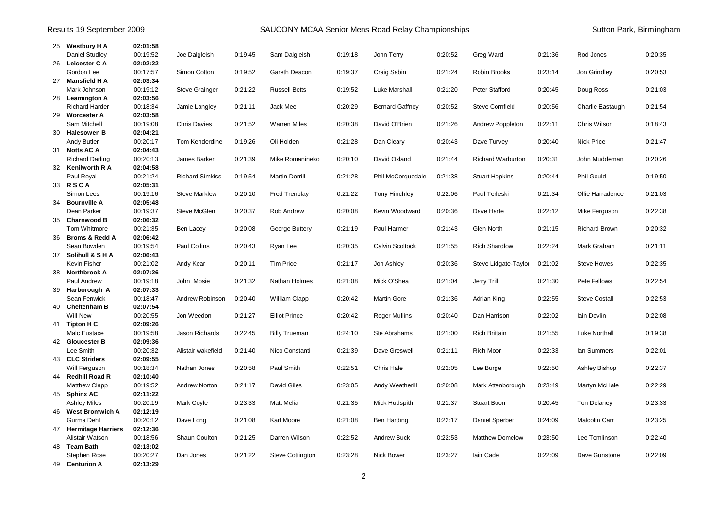| Pos | Team / Runner | Time | Runner | Time | Runner | Time | Runner | Time | Runner | Time | Runner | Time |
|---|---|---|---|---|---|---|---|---|---|---|---|---|
| 25 | **Westbury H A** | **02:01:58** | | | | | | | | | | |
| | Daniel Studley | 00:19:52 | Joe Dalgleish | 0:19:45 | Sam Dalgleish | 0:19:18 | John Terry | 0:20:52 | Greg Ward | 0:21:36 | Rod Jones | 0:20:35 |
| 26 | **Leicester C A** | **02:02:22** | | | | | | | | | | |
| | Gordon Lee | 00:17:57 | Simon Cotton | 0:19:52 | Gareth Deacon | 0:19:37 | Craig Sabin | 0:21:24 | Robin Brooks | 0:23:14 | Jon Grindley | 0:20:53 |
| 27 | **Mansfield H A** | **02:03:34** | | | | | | | | | | |
| | Mark Johnson | 00:19:12 | Steve Grainger | 0:21:22 | Russell Betts | 0:19:52 | Luke Marshall | 0:21:20 | Peter Stafford | 0:20:45 | Doug Ross | 0:21:03 |
| 28 | **Leamington A** | **02:03:56** | | | | | | | | | | |
| | Richard Harder | 00:18:34 | Jamie Langley | 0:21:11 | Jack Mee | 0:20:29 | Bernard Gaffney | 0:20:52 | Steve Cornfield | 0:20:56 | Charlie Eastaugh | 0:21:54 |
| 29 | **Worcester A** | **02:03:58** | | | | | | | | | | |
| | Sam Mitchell | 00:19:08 | Chris Davies | 0:21:52 | Warren Miles | 0:20:38 | David O'Brien | 0:21:26 | Andrew Poppleton | 0:22:11 | Chris Wilson | 0:18:43 |
| 30 | **Halesowen B** | **02:04:21** | | | | | | | | | | |
| | Andy Butler | 00:20:17 | Tom Kenderdine | 0:19:26 | Oli Holden | 0:21:28 | Dan Cleary | 0:20:43 | Dave Turvey | 0:20:40 | Nick Price | 0:21:47 |
| 31 | **Notts AC A** | **02:04:43** | | | | | | | | | | |
| | Richard Darling | 00:20:13 | James Barker | 0:21:39 | Mike Romanineko | 0:20:10 | David Oxland | 0:21:44 | Richard Warburton | 0:20:31 | John Muddeman | 0:20:26 |
| 32 | **Kenilworth R A** | **02:04:58** | | | | | | | | | | |
| | Paul Royal | 00:21:24 | Richard Simkiss | 0:19:54 | Martin Dorrill | 0:21:28 | Phil McCorquodale | 0:21:38 | Stuart Hopkins | 0:20:44 | Phil Gould | 0:19:50 |
| 33 | **R S C A** | **02:05:31** | | | | | | | | | | |
| | Simon Lees | 00:19:16 | Steve Marklew | 0:20:10 | Fred Trenblay | 0:21:22 | Tony Hinchley | 0:22:06 | Paul Terleski | 0:21:34 | Ollie Harradence | 0:21:03 |
| 34 | **Bournville A** | **02:05:48** | | | | | | | | | | |
| | Dean Parker | 00:19:37 | Steve McGlen | 0:20:37 | Rob Andrew | 0:20:08 | Kevin Woodward | 0:20:36 | Dave Harte | 0:22:12 | Mike Ferguson | 0:22:38 |
| 35 | **Charnwood B** | **02:06:32** | | | | | | | | | | |
| | Tom Whitmore | 00:21:35 | Ben Lacey | 0:20:08 | George Buttery | 0:21:19 | Paul Harmer | 0:21:43 | Glen North | 0:21:15 | Richard Brown | 0:20:32 |
| 36 | **Broms & Redd A** | **02:06:42** | | | | | | | | | | |
| | Sean Bowden | 00:19:54 | Paul Collins | 0:20:43 | Ryan Lee | 0:20:35 | Calvin Scoltock | 0:21:55 | Rich Shardlow | 0:22:24 | Mark Graham | 0:21:11 |
| 37 | **Solihull & S H A** | **02:06:43** | | | | | | | | | | |
| | Kevin Fisher | 00:21:02 | Andy Kear | 0:20:11 | Tim Price | 0:21:17 | Jon Ashley | 0:20:36 | Steve Lidgate-Taylor | 0:21:02 | Steve Howes | 0:22:35 |
| 38 | **Northbrook A** | **02:07:26** | | | | | | | | | | |
| | Paul Andrew | 00:19:18 | John Mosie | 0:21:32 | Nathan Holmes | 0:21:08 | Mick O'Shea | 0:21:04 | Jerry Trill | 0:21:30 | Pete Fellows | 0:22:54 |
| 39 | **Harborough A** | **02:07:33** | | | | | | | | | | |
| | Sean Fenwick | 00:18:47 | Andrew Robinson | 0:20:40 | William Clapp | 0:20:42 | Martin Gore | 0:21:36 | Adrian King | 0:22:55 | Steve Costall | 0:22:53 |
| 40 | **Cheltenham B** | **02:07:54** | | | | | | | | | | |
| | Will New | 00:20:55 | Jon Weedon | 0:21:27 | Elliot Prince | 0:20:42 | Roger Mullins | 0:20:40 | Dan Harrison | 0:22:02 | Iain Devlin | 0:22:08 |
| 41 | **Tipton H C** | **02:09:26** | | | | | | | | | | |
| | Malc Eustace | 00:19:58 | Jason Richards | 0:22:45 | Billy Trueman | 0:24:10 | Ste Abrahams | 0:21:00 | Rich Brittain | 0:21:55 | Luke Northall | 0:19:38 |
| 42 | **Gloucester B** | **02:09:36** | | | | | | | | | | |
| | Lee Smith | 00:20:32 | Alistair wakefield | 0:21:40 | Nico Constanti | 0:21:39 | Dave Greswell | 0:21:11 | Rich Moor | 0:22:33 | Ian Summers | 0:22:01 |
| 43 | **CLC Striders** | **02:09:55** | | | | | | | | | | |
| | Will Ferguson | 00:18:34 | Nathan Jones | 0:20:58 | Paul Smith | 0:22:51 | Chris Hale | 0:22:05 | Lee Burge | 0:22:50 | Ashley Bishop | 0:22:37 |
| 44 | **Redhill Road R** | **02:10:40** | | | | | | | | | | |
| | Matthew Clapp | 00:19:52 | Andrew Norton | 0:21:17 | David Giles | 0:23:05 | Andy Weatherill | 0:20:08 | Mark Attenborough | 0:23:49 | Martyn McHale | 0:22:29 |
| 45 | **Sphinx AC** | **02:11:22** | | | | | | | | | | |
| | Ashley Miles | 00:20:19 | Mark Coyle | 0:23:33 | Matt Melia | 0:21:35 | Mick Hudspith | 0:21:37 | Stuart Boon | 0:20:45 | Ton Delaney | 0:23:33 |
| 46 | **West Bromwich A** | **02:12:19** | | | | | | | | | | |
| | Gurma Dehl | 00:20:12 | Dave Long | 0:21:08 | Karl Moore | 0:21:08 | Ben Harding | 0:22:17 | Daniel Sperber | 0:24:09 | Malcolm Carr | 0:23:25 |
| 47 | **Hermitage Harriers** | **02:12:36** | | | | | | | | | | |
| | Alistair Watson | 00:18:56 | Shaun Coulton | 0:21:25 | Darren Wilson | 0:22:52 | Andrew Buck | 0:22:53 | Matthew Domelow | 0:23:50 | Lee Tomlinson | 0:22:40 |
| 48 | **Team Bath** | **02:13:02** | | | | | | | | | | |
| | Stephen Rose | 00:20:27 | Dan Jones | 0:21:22 | Steve Cottington | 0:23:28 | Nick Bower | 0:23:27 | Iain Cade | 0:22:09 | Dave Gunstone | 0:22:09 |
| 49 | **Centurion A** | **02:13:29** | | | | | | | | | | |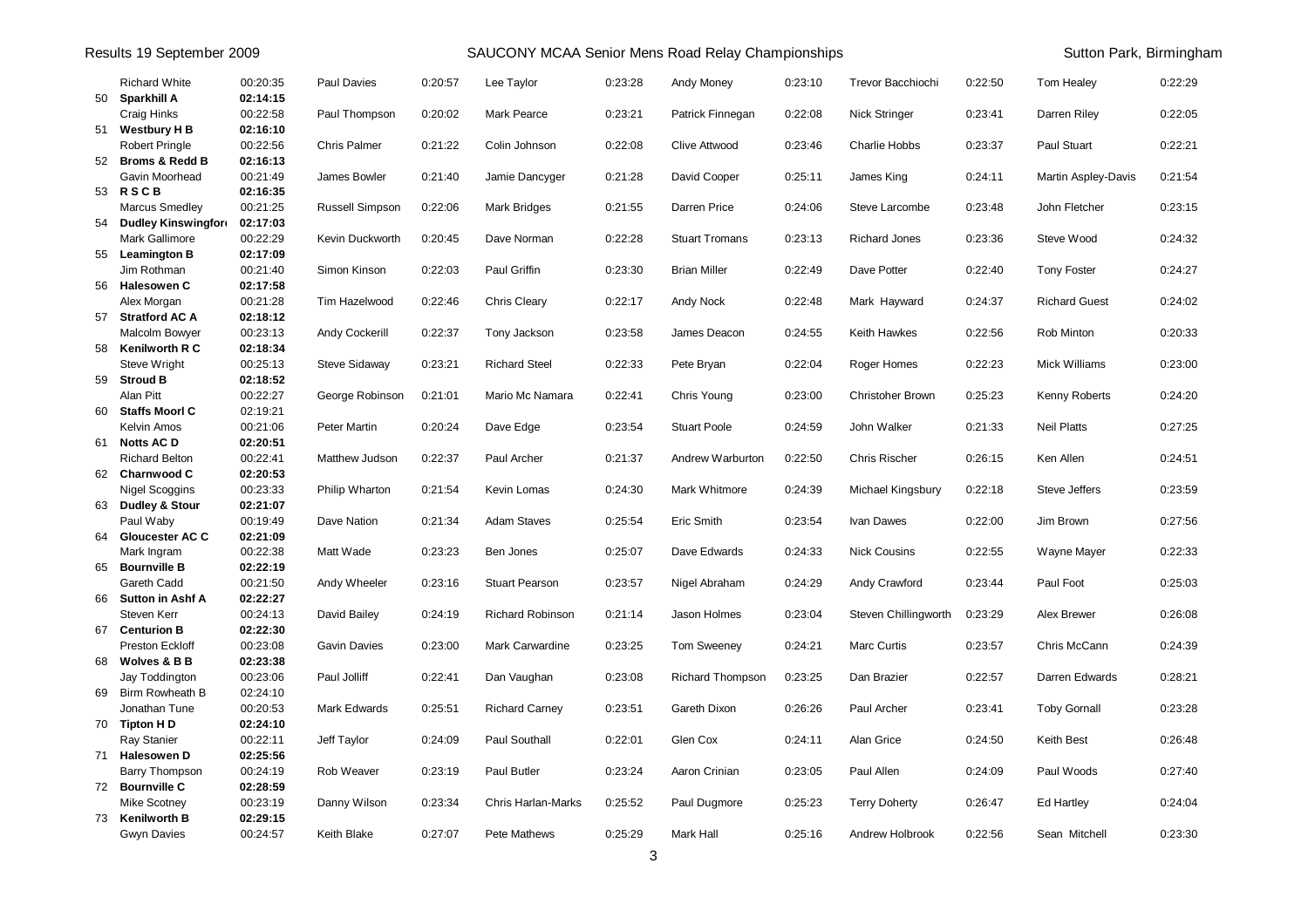| Pos | Team | Total | Leg 1 | Time | Leg 2 | Time | Leg 3 | Time | Leg 4 | Time | Leg 5 | Time | Leg 6 | Time |
|---|---|---|---|---|---|---|---|---|---|---|---|---|---|---|
| | | | Richard White | 00:20:35 | Paul Davies | 0:20:57 | Lee Taylor | 0:23:28 | Andy Money | 0:23:10 | Trevor Bacchiochi | 0:22:50 | Tom Healey | 0:22:29 |
| 50 | **Sparkhill A** | **02:14:15** | Craig Hinks | 00:22:58 | Paul Thompson | 0:20:02 | Mark Pearce | 0:23:21 | Patrick Finnegan | 0:22:08 | Nick Stringer | 0:23:41 | Darren Riley | 0:22:05 |
| 51 | **Westbury H B** | **02:16:10** | Robert Pringle | 00:22:56 | Chris Palmer | 0:21:22 | Colin Johnson | 0:22:08 | Clive Attwood | 0:23:46 | Charlie Hobbs | 0:23:37 | Paul Stuart | 0:22:21 |
| 52 | **Broms & Redd B** | **02:16:13** | Gavin Moorhead | 00:21:49 | James Bowler | 0:21:40 | Jamie Dancyger | 0:21:28 | David Cooper | 0:25:11 | James King | 0:24:11 | Martin Aspley-Davis | 0:21:54 |
| 53 | **R S C B** | **02:16:35** | Marcus Smedley | 00:21:25 | Russell Simpson | 0:22:06 | Mark Bridges | 0:21:55 | Darren Price | 0:24:06 | Steve Larcombe | 0:23:48 | John Fletcher | 0:23:15 |
| 54 | **Dudley Kinswingford** | **02:17:03** | Mark Gallimore | 00:22:29 | Kevin Duckworth | 0:20:45 | Dave Norman | 0:22:28 | Stuart Tromans | 0:23:13 | Richard Jones | 0:23:36 | Steve Wood | 0:24:32 |
| 55 | **Leamington B** | **02:17:09** | Jim Rothman | 00:21:40 | Simon Kinson | 0:22:03 | Paul Griffin | 0:23:30 | Brian Miller | 0:22:49 | Dave Potter | 0:22:40 | Tony Foster | 0:24:27 |
| 56 | **Halesowen C** | **02:17:58** | Alex Morgan | 00:21:28 | Tim Hazelwood | 0:22:46 | Chris Cleary | 0:22:17 | Andy Nock | 0:22:48 | Mark Hayward | 0:24:37 | Richard Guest | 0:24:02 |
| 57 | **Stratford AC A** | **02:18:12** | Malcolm Bowyer | 00:23:13 | Andy Cockerill | 0:22:37 | Tony Jackson | 0:23:58 | James Deacon | 0:24:55 | Keith Hawkes | 0:22:56 | Rob Minton | 0:20:33 |
| 58 | **Kenilworth R C** | **02:18:34** | Steve Wright | 00:25:13 | Steve Sidaway | 0:23:21 | Richard Steel | 0:22:33 | Pete Bryan | 0:22:04 | Roger Homes | 0:22:23 | Mick Williams | 0:23:00 |
| 59 | **Stroud B** | **02:18:52** | Alan Pitt | 00:22:27 | George Robinson | 0:21:01 | Mario Mc Namara | 0:22:41 | Chris Young | 0:23:00 | Christoher Brown | 0:25:23 | Kenny Roberts | 0:24:20 |
| 60 | **Staffs Moorl C** | **02:19:21** | Kelvin Amos | 00:21:06 | Peter Martin | 0:20:24 | Dave Edge | 0:23:54 | Stuart Poole | 0:24:59 | John Walker | 0:21:33 | Neil Platts | 0:27:25 |
| 61 | **Notts AC D** | **02:20:51** | Richard Belton | 00:22:41 | Matthew Judson | 0:22:37 | Paul Archer | 0:21:37 | Andrew Warburton | 0:22:50 | Chris Rischer | 0:26:15 | Ken Allen | 0:24:51 |
| 62 | **Charnwood C** | **02:20:53** | Nigel Scoggins | 00:23:33 | Philip Wharton | 0:21:54 | Kevin Lomas | 0:24:30 | Mark Whitmore | 0:24:39 | Michael Kingsbury | 0:22:18 | Steve Jeffers | 0:23:59 |
| 63 | **Dudley & Stour** | **02:21:07** | Paul Waby | 00:19:49 | Dave Nation | 0:21:34 | Adam Staves | 0:25:54 | Eric Smith | 0:23:54 | Ivan Dawes | 0:22:00 | Jim Brown | 0:27:56 |
| 64 | **Gloucester AC C** | **02:21:09** | Mark Ingram | 00:22:38 | Matt Wade | 0:23:23 | Ben Jones | 0:25:07 | Dave Edwards | 0:24:33 | Nick Cousins | 0:22:55 | Wayne Mayer | 0:22:33 |
| 65 | **Bournville B** | **02:22:19** | Gareth Cadd | 00:21:50 | Andy Wheeler | 0:23:16 | Stuart Pearson | 0:23:57 | Nigel Abraham | 0:24:29 | Andy Crawford | 0:23:44 | Paul Foot | 0:25:03 |
| 66 | **Sutton in Ashf A** | **02:22:27** | Steven Kerr | 00:24:13 | David Bailey | 0:24:19 | Richard Robinson | 0:21:14 | Jason Holmes | 0:23:04 | Steven Chillingworth | 0:23:29 | Alex Brewer | 0:26:08 |
| 67 | **Centurion B** | **02:22:30** | Preston Eckloff | 00:23:08 | Gavin Davies | 0:23:00 | Mark Carwardine | 0:23:25 | Tom Sweeney | 0:24:21 | Marc Curtis | 0:23:57 | Chris McCann | 0:24:39 |
| 68 | **Wolves & B B** | **02:23:38** | Jay Toddington | 00:23:06 | Paul Jolliff | 0:22:41 | Dan Vaughan | 0:23:08 | Richard Thompson | 0:23:25 | Dan Brazier | 0:22:57 | Darren Edwards | 0:28:21 |
| 69 | Birm Rowheath B | 02:24:10 | Jonathan Tune | 00:20:53 | Mark Edwards | 0:25:51 | Richard Carney | 0:23:51 | Gareth Dixon | 0:26:26 | Paul Archer | 0:23:41 | Toby Gornall | 0:23:28 |
| 70 | **Tipton H D** | **02:24:10** | Ray Stanier | 00:22:11 | Jeff Taylor | 0:24:09 | Paul Southall | 0:22:01 | Glen Cox | 0:24:11 | Alan Grice | 0:24:50 | Keith Best | 0:26:48 |
| 71 | **Halesowen D** | **02:25:56** | Barry Thompson | 00:24:19 | Rob Weaver | 0:23:19 | Paul Butler | 0:23:24 | Aaron Crinian | 0:23:05 | Paul Allen | 0:24:09 | Paul Woods | 0:27:40 |
| 72 | **Bournville C** | **02:28:59** | Mike Scotney | 00:23:19 | Danny Wilson | 0:23:34 | Chris Harlan-Marks | 0:25:52 | Paul Dugmore | 0:25:23 | Terry Doherty | 0:26:47 | Ed Hartley | 0:24:04 |
| 73 | **Kenilworth B** | **02:29:15** | Gwyn Davies | 00:24:57 | Keith Blake | 0:27:07 | Pete Mathews | 0:25:29 | Mark Hall | 0:25:16 | Andrew Holbrook | 0:22:56 | Sean Mitchell | 0:23:30 |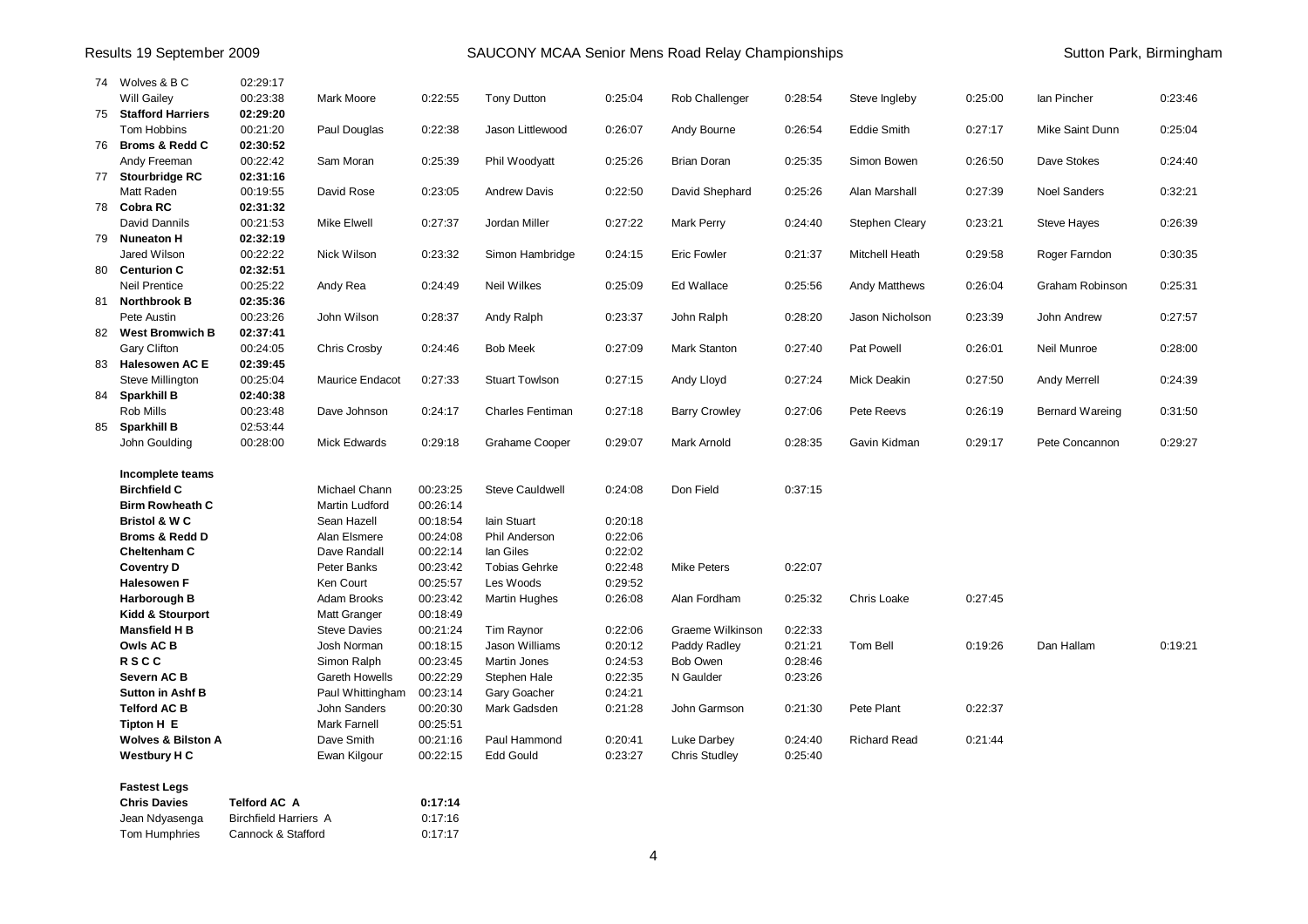| | | | | | | | | | | | | | |
|---|---|---|---|---|---|---|---|---|---|---|---|---|---|
| 74 | Wolves & B C | 02:29:17 | | | | | | | | | | | |
| | Will Gailey | 00:23:38 | Mark Moore | 0:22:55 | Tony Dutton | 0:25:04 | Rob Challenger | 0:28:54 | Steve Ingleby | 0:25:00 | Ian Pincher | 0:23:46 | |
| 75 | **Stafford Harriers** | **02:29:20** | | | | | | | | | | | |
| | Tom Hobbins | 00:21:20 | Paul Douglas | 0:22:38 | Jason Littlewood | 0:26:07 | Andy Bourne | 0:26:54 | Eddie Smith | 0:27:17 | Mike Saint Dunn | 0:25:04 | |
| 76 | **Broms & Redd C** | **02:30:52** | | | | | | | | | | | |
| | Andy Freeman | 00:22:42 | Sam Moran | 0:25:39 | Phil Woodyatt | 0:25:26 | Brian Doran | 0:25:35 | Simon Bowen | 0:26:50 | Dave Stokes | 0:24:40 | |
| 77 | **Stourbridge RC** | **02:31:16** | | | | | | | | | | | |
| | Matt Raden | 00:19:55 | David Rose | 0:23:05 | Andrew Davis | 0:22:50 | David Shephard | 0:25:26 | Alan Marshall | 0:27:39 | Noel Sanders | 0:32:21 | |
| 78 | **Cobra RC** | **02:31:32** | | | | | | | | | | | |
| | David Dannis | 00:21:53 | Mike Elwell | 0:27:37 | Jordan Miller | 0:27:22 | Mark Perry | 0:24:40 | Stephen Cleary | 0:23:21 | Steve Hayes | 0:26:39 | |
| 79 | **Nuneaton H** | **02:32:19** | | | | | | | | | | | |
| | Jared Wilson | 00:22:22 | Nick Wilson | 0:23:32 | Simon Hambridge | 0:24:15 | Eric Fowler | 0:21:37 | Mitchell Heath | 0:29:58 | Roger Farndon | 0:30:35 | |
| 80 | **Centurion C** | **02:32:51** | | | | | | | | | | | |
| | Neil Prentice | 00:25:22 | Andy Rea | 0:24:49 | Neil Wilkes | 0:25:09 | Ed Wallace | 0:25:56 | Andy Matthews | 0:26:04 | Graham Robinson | 0:25:31 | |
| 81 | **Northbrook B** | **02:35:36** | | | | | | | | | | | |
| | Pete Austin | 00:23:26 | John Wilson | 0:28:37 | Andy Ralph | 0:23:37 | John Ralph | 0:28:20 | Jason Nicholson | 0:23:39 | John Andrew | 0:27:57 | |
| 82 | **West Bromwich B** | **02:37:41** | | | | | | | | | | | |
| | Gary Clifton | 00:24:05 | Chris Crosby | 0:24:46 | Bob Meek | 0:27:09 | Mark Stanton | 0:27:40 | Pat Powell | 0:26:01 | Neil Munroe | 0:28:00 | |
| 83 | **Halesowen AC E** | **02:39:45** | | | | | | | | | | | |
| | Steve Millington | 00:25:04 | Maurice Endacot | 0:27:33 | Stuart Towlson | 0:27:15 | Andy Lloyd | 0:27:24 | Mick Deakin | 0:27:50 | Andy Merrell | 0:24:39 | |
| 84 | **Sparkhill B** | **02:40:38** | | | | | | | | | | | |
| | Rob Mills | 00:23:48 | Dave Johnson | 0:24:17 | Charles Fentiman | 0:27:18 | Barry Crowley | 0:27:06 | Pete Reevs | 0:26:19 | Bernard Wareing | 0:31:50 | |
| 85 | **Sparkhill B** | 02:53:44 | | | | | | | | | | | |
| | John Goulding | 00:28:00 | Mick Edwards | 0:29:18 | Grahame Cooper | 0:29:07 | Mark Arnold | 0:28:35 | Gavin Kidman | 0:29:17 | Pete Concannon | 0:29:27 | |

**Incomplete teams**

| | | | | | | | | | | |
|---|---|---|---|---|---|---|---|---|---|---|
| **Birchfield C** | Michael Chann | 00:23:25 | Steve Cauldwell | 0:24:08 | Don Field | 0:37:15 | | | | |
| **Birm Rowheath C** | Martin Ludford | 00:26:14 | | | | | | | | |
| **Bristol & W C** | Sean Hazell | 00:18:54 | Iain Stuart | 0:20:18 | | | | | | |
| **Broms & Redd D** | Alan Elsmere | 00:24:08 | Phil Anderson | 0:22:06 | | | | | | |
| **Cheltenham C** | Dave Randall | 00:22:14 | Ian Giles | 0:22:02 | | | | | | |
| **Coventry D** | Peter Banks | 00:23:42 | Tobias Gehrke | 0:22:48 | Mike Peters | 0:22:07 | | | | |
| **Halesowen F** | Ken Court | 00:25:57 | Les Woods | 0:29:52 | | | | | | |
| **Harborough B** | Adam Brooks | 00:23:42 | Martin Hughes | 0:26:08 | Alan Fordham | 0:25:32 | Chris Loake | 0:27:45 | | |
| **Kidd & Stourport** | Matt Granger | 00:18:49 | | | | | | | | |
| **Mansfield H B** | Steve Davies | 00:21:24 | Tim Raynor | 0:22:06 | Graeme Wilkinson | 0:22:33 | | | | |
| **Owls AC B** | Josh Norman | 00:18:15 | Jason Williams | 0:20:12 | Paddy Radley | 0:21:21 | Tom Bell | 0:19:26 | Dan Hallam | 0:19:21 |
| **R S C C** | Simon Ralph | 00:23:45 | Martin Jones | 0:24:53 | Bob Owen | 0:28:46 | | | | |
| **Severn AC B** | Gareth Howells | 00:22:29 | Stephen Hale | 0:22:35 | N Gaulder | 0:23:26 | | | | |
| **Sutton in Ashf B** | Paul Whittingham | 00:23:14 | Gary Goacher | 0:24:21 | | | | | | |
| **Telford AC B** | John Sanders | 00:20:30 | Mark Gadsden | 0:21:28 | John Garmson | 0:21:30 | Pete Plant | 0:22:37 | | |
| **Tipton H E** | Mark Farnell | 00:25:51 | | | | | | | | |
| **Wolves & Bilston A** | Dave Smith | 00:21:16 | Paul Hammond | 0:20:41 | Luke Darbey | 0:24:40 | Richard Read | 0:21:44 | | |
| **Westbury H C** | Ewan Kilgour | 00:22:15 | Edd Gould | 0:23:27 | Chris Studley | 0:25:40 | | | | |

**Fastest Legs**

| | | |
|---|---|---|
| **Chris Davies** | **Telford AC A** | **0:17:14** |
| Jean Ndyasenga | Birchfield Harriers A | 0:17:16 |
| Tom Humphries | Cannock & Stafford | 0:17:17 |